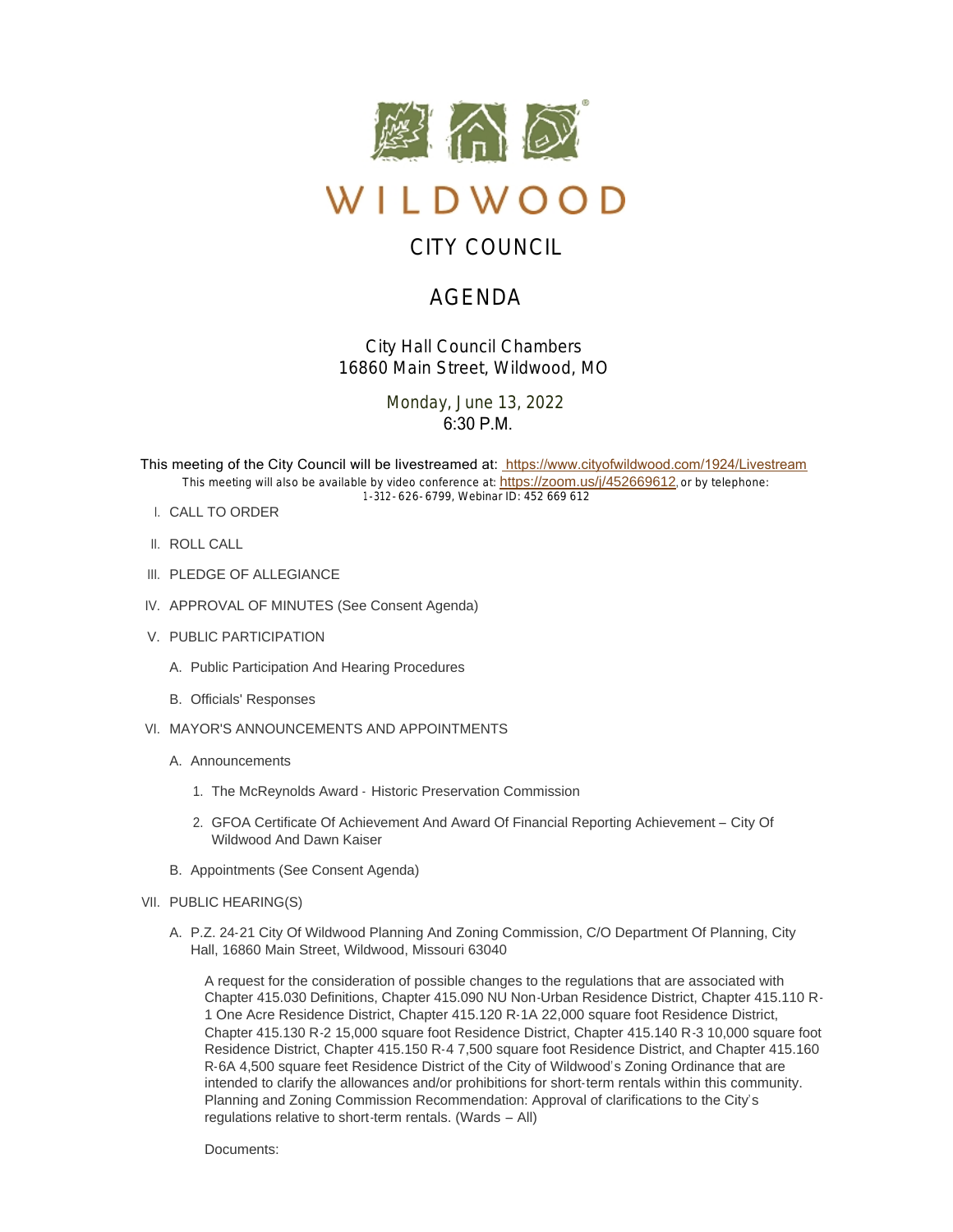# WILDWOOD

## CITY COUNCIL

## AGENDA

City Hall Council Chambers
16860 Main Street, Wildwood, MO

Monday, June 13, 2022
6:30 P.M.

This meeting of the City Council will be livestreamed at: https://www.cityofwildwood.com/1924/Livestream
This meeting will also be available by video conference at: https://zoom.us/j/452669612, or by telephone: 1-312-626-6799, Webinar ID: 452 669 612

I. CALL TO ORDER

II. ROLL CALL

III. PLEDGE OF ALLEGIANCE

IV. APPROVAL OF MINUTES (See Consent Agenda)

V. PUBLIC PARTICIPATION

   A. Public Participation And Hearing Procedures

   B. Officials' Responses

VI. MAYOR'S ANNOUNCEMENTS AND APPOINTMENTS

   A. Announcements

      1. The McReynolds Award - Historic Preservation Commission

      2. GFOA Certificate Of Achievement And Award Of Financial Reporting Achievement – City Of Wildwood And Dawn Kaiser

   B. Appointments (See Consent Agenda)

VII. PUBLIC HEARING(S)

   A. P.Z. 24-21 City Of Wildwood Planning And Zoning Commission, C/O Department Of Planning, City Hall, 16860 Main Street, Wildwood, Missouri 63040

      A request for the consideration of possible changes to the regulations that are associated with Chapter 415.030 Definitions, Chapter 415.090 NU Non-Urban Residence District, Chapter 415.110 R-1 One Acre Residence District, Chapter 415.120 R-1A 22,000 square foot Residence District, Chapter 415.130 R-2 15,000 square foot Residence District, Chapter 415.140 R-3 10,000 square foot Residence District, Chapter 415.150 R-4 7,500 square foot Residence District, and Chapter 415.160 R-6A 4,500 square feet Residence District of the City of Wildwood's Zoning Ordinance that are intended to clarify the allowances and/or prohibitions for short-term rentals within this community. Planning and Zoning Commission Recommendation: Approval of clarifications to the City's regulations relative to short-term rentals. (Wards – All)

      Documents: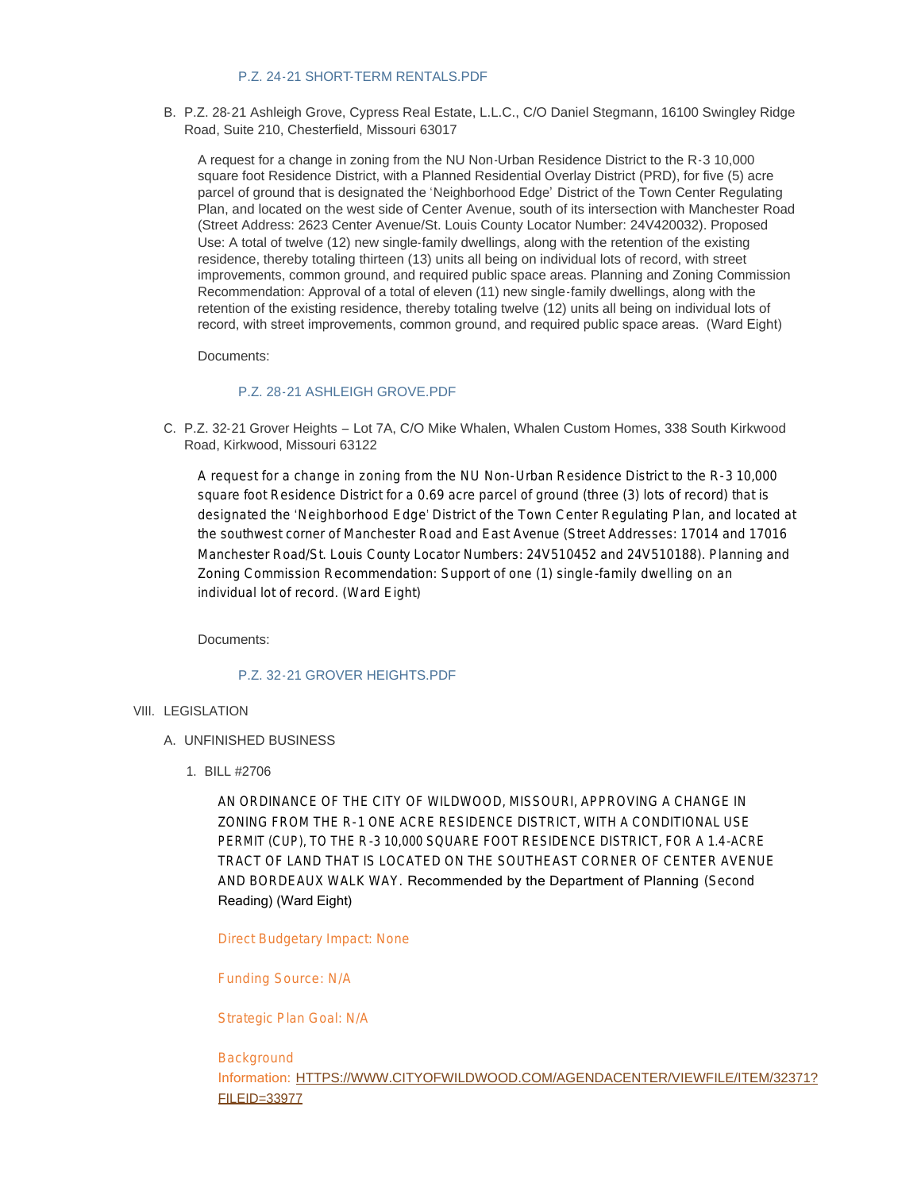P.Z. 24-21 SHORT-TERM RENTALS.PDF

B. P.Z. 28-21 Ashleigh Grove, Cypress Real Estate, L.L.C., C/O Daniel Stegmann, 16100 Swingley Ridge Road, Suite 210, Chesterfield, Missouri 63017

A request for a change in zoning from the NU Non-Urban Residence District to the R-3 10,000 square foot Residence District, with a Planned Residential Overlay District (PRD), for five (5) acre parcel of ground that is designated the 'Neighborhood Edge' District of the Town Center Regulating Plan, and located on the west side of Center Avenue, south of its intersection with Manchester Road (Street Address: 2623 Center Avenue/St. Louis County Locator Number: 24V420032). Proposed Use: A total of twelve (12) new single-family dwellings, along with the retention of the existing residence, thereby totaling thirteen (13) units all being on individual lots of record, with street improvements, common ground, and required public space areas. Planning and Zoning Commission Recommendation: Approval of a total of eleven (11) new single-family dwellings, along with the retention of the existing residence, thereby totaling twelve (12) units all being on individual lots of record, with street improvements, common ground, and required public space areas. (Ward Eight)

Documents:

P.Z. 28-21 ASHLEIGH GROVE.PDF

C. P.Z. 32-21 Grover Heights – Lot 7A, C/O Mike Whalen, Whalen Custom Homes, 338 South Kirkwood Road, Kirkwood, Missouri 63122

A request for a change in zoning from the NU Non-Urban Residence District to the R-3 10,000 square foot Residence District for a 0.69 acre parcel of ground (three (3) lots of record) that is designated the 'Neighborhood Edge' District of the Town Center Regulating Plan, and located at the southwest corner of Manchester Road and East Avenue (Street Addresses: 17014 and 17016 Manchester Road/St. Louis County Locator Numbers: 24V510452 and 24V510188). Planning and Zoning Commission Recommendation: Support of one (1) single-family dwelling on an individual lot of record. (Ward Eight)

Documents:

P.Z. 32-21 GROVER HEIGHTS.PDF

VIII. LEGISLATION

A. UNFINISHED BUSINESS

1. BILL #2706

AN ORDINANCE OF THE CITY OF WILDWOOD, MISSOURI, APPROVING A CHANGE IN ZONING FROM THE R-1 ONE ACRE RESIDENCE DISTRICT, WITH A CONDITIONAL USE PERMIT (CUP), TO THE R-3 10,000 SQUARE FOOT RESIDENCE DISTRICT, FOR A 1.4-ACRE TRACT OF LAND THAT IS LOCATED ON THE SOUTHEAST CORNER OF CENTER AVENUE AND BORDEAUX WALK WAY. Recommended by the Department of Planning (Second Reading) (Ward Eight)

Direct Budgetary Impact: None

Funding Source: N/A

Strategic Plan Goal: N/A

Background Information: HTTPS://WWW.CITYOFWILDWOOD.COM/AGENDACENTER/VIEWFILE/ITEM/32371?FILEID=33977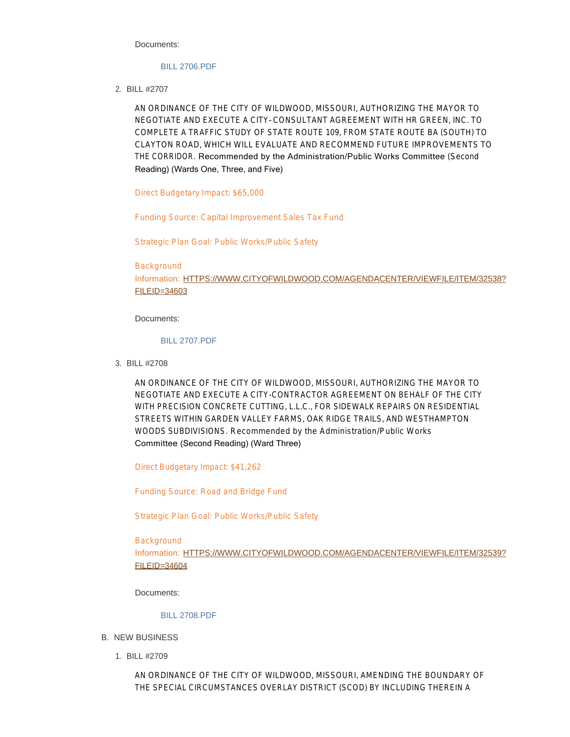Documents:

BILL 2706.PDF

2. BILL #2707

AN ORDINANCE OF THE CITY OF WILDWOOD, MISSOURI, AUTHORIZING THE MAYOR TO NEGOTIATE AND EXECUTE A CITY–CONSULTANT AGREEMENT WITH HR GREEN, INC. TO COMPLETE A TRAFFIC STUDY OF STATE ROUTE 109, FROM STATE ROUTE BA (SOUTH) TO CLAYTON ROAD, WHICH WILL EVALUATE AND RECOMMEND FUTURE IMPROVEMENTS TO THE CORRIDOR. Recommended by the Administration/Public Works Committee (Second Reading) (Wards One, Three, and Five)

Direct Budgetary Impact: $65,000

Funding Source: Capital Improvement Sales Tax Fund

Strategic Plan Goal: Public Works/Public Safety

Background Information: HTTPS://WWW.CITYOFWILDWOOD.COM/AGENDACENTER/VIEWFILE/ITEM/32538?FILEID=34603

Documents:

BILL 2707.PDF

3. BILL #2708

AN ORDINANCE OF THE CITY OF WILDWOOD, MISSOURI, AUTHORIZING THE MAYOR TO NEGOTIATE AND EXECUTE A CITY-CONTRACTOR AGREEMENT ON BEHALF OF THE CITY WITH PRECISION CONCRETE CUTTING, L.L.C., FOR SIDEWALK REPAIRS ON RESIDENTIAL STREETS WITHIN GARDEN VALLEY FARMS, OAK RIDGE TRAILS, AND WESTHAMPTON WOODS SUBDIVISIONS. Recommended by the Administration/Public Works Committee (Second Reading) (Ward Three)

Direct Budgetary Impact: $41,262

Funding Source: Road and Bridge Fund

Strategic Plan Goal: Public Works/Public Safety

Background Information: HTTPS://WWW.CITYOFWILDWOOD.COM/AGENDACENTER/VIEWFILE/ITEM/32539?FILEID=34604

Documents:

BILL 2708.PDF

B. NEW BUSINESS

1. BILL #2709

AN ORDINANCE OF THE CITY OF WILDWOOD, MISSOURI, AMENDING THE BOUNDARY OF THE SPECIAL CIRCUMSTANCES OVERLAY DISTRICT (SCOD) BY INCLUDING THEREIN A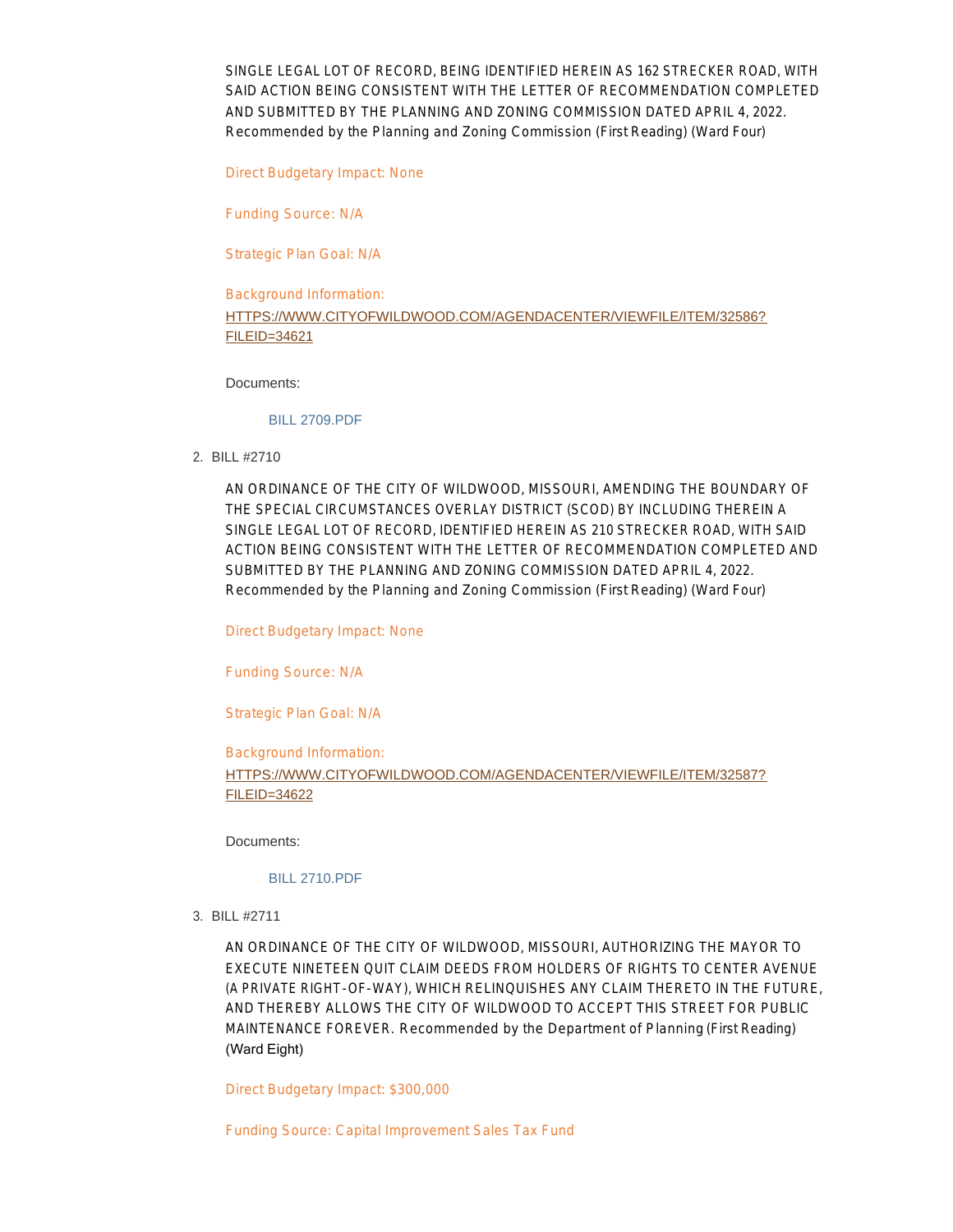SINGLE LEGAL LOT OF RECORD, BEING IDENTIFIED HEREIN AS 162 STRECKER ROAD, WITH SAID ACTION BEING CONSISTENT WITH THE LETTER OF RECOMMENDATION COMPLETED AND SUBMITTED BY THE PLANNING AND ZONING COMMISSION DATED APRIL 4, 2022. Recommended by the Planning and Zoning Commission (First Reading) (Ward Four)

Direct Budgetary Impact: None

Funding Source: N/A

Strategic Plan Goal: N/A

Background Information:
HTTPS://WWW.CITYOFWILDWOOD.COM/AGENDACENTER/VIEWFILE/ITEM/32586?FILEID=34621

Documents:

BILL 2709.PDF

2. BILL #2710

AN ORDINANCE OF THE CITY OF WILDWOOD, MISSOURI, AMENDING THE BOUNDARY OF THE SPECIAL CIRCUMSTANCES OVERLAY DISTRICT (SCOD) BY INCLUDING THEREIN A SINGLE LEGAL LOT OF RECORD, IDENTIFIED HEREIN AS 210 STRECKER ROAD, WITH SAID ACTION BEING CONSISTENT WITH THE LETTER OF RECOMMENDATION COMPLETED AND SUBMITTED BY THE PLANNING AND ZONING COMMISSION DATED APRIL 4, 2022. Recommended by the Planning and Zoning Commission (First Reading) (Ward Four)

Direct Budgetary Impact: None

Funding Source: N/A

Strategic Plan Goal: N/A

Background Information:
HTTPS://WWW.CITYOFWILDWOOD.COM/AGENDACENTER/VIEWFILE/ITEM/32587?FILEID=34622

Documents:

BILL 2710.PDF

3. BILL #2711

AN ORDINANCE OF THE CITY OF WILDWOOD, MISSOURI, AUTHORIZING THE MAYOR TO EXECUTE NINETEEN QUIT CLAIM DEEDS FROM HOLDERS OF RIGHTS TO CENTER AVENUE (A PRIVATE RIGHT-OF-WAY), WHICH RELINQUISHES ANY CLAIM THERETO IN THE FUTURE, AND THEREBY ALLOWS THE CITY OF WILDWOOD TO ACCEPT THIS STREET FOR PUBLIC MAINTENANCE FOREVER. Recommended by the Department of Planning (First Reading) (Ward Eight)

Direct Budgetary Impact: $300,000

Funding Source: Capital Improvement Sales Tax Fund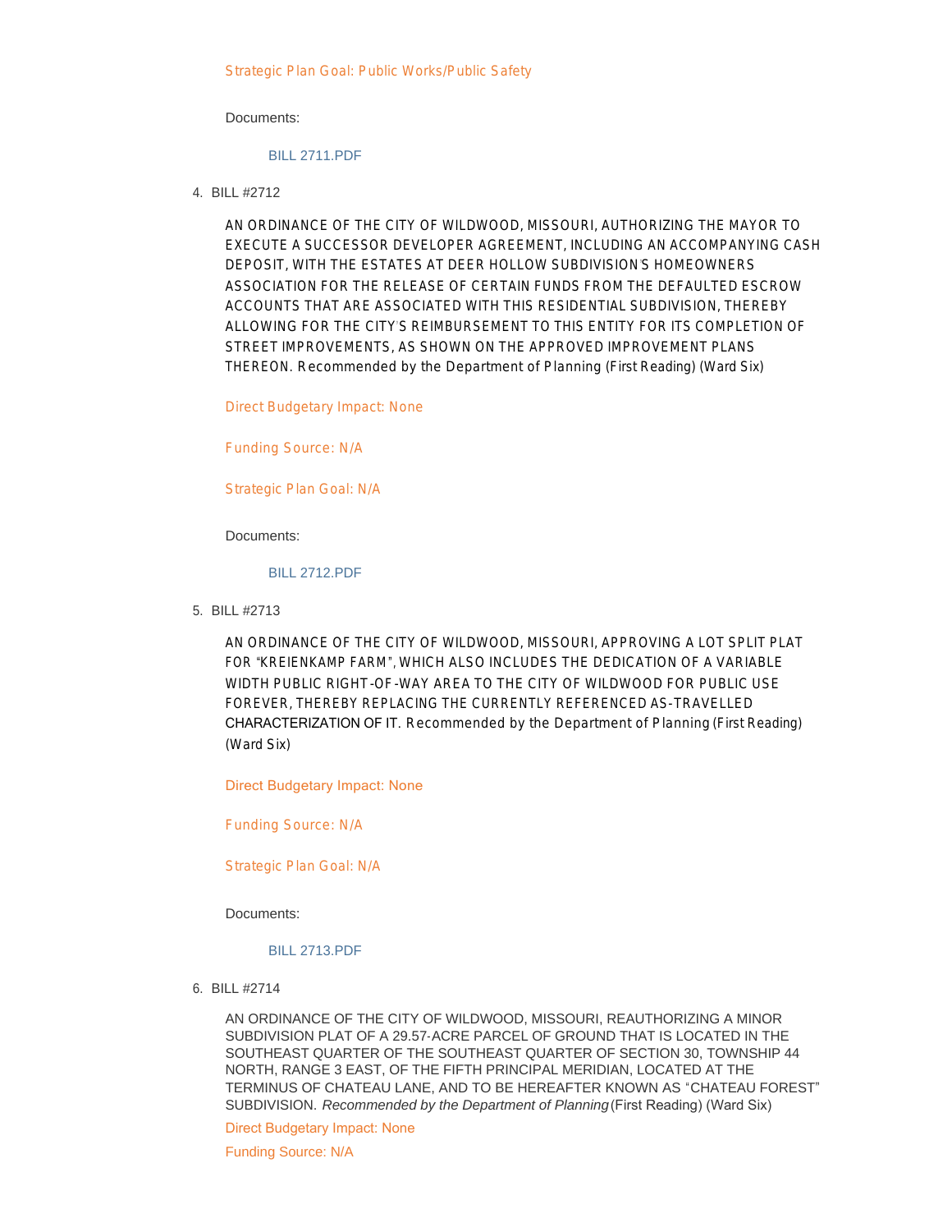Strategic Plan Goal: Public Works/Public Safety

Documents:

BILL 2711.PDF

4. BILL #2712

AN ORDINANCE OF THE CITY OF WILDWOOD, MISSOURI, AUTHORIZING THE MAYOR TO EXECUTE A SUCCESSOR DEVELOPER AGREEMENT, INCLUDING AN ACCOMPANYING CASH DEPOSIT, WITH THE ESTATES AT DEER HOLLOW SUBDIVISION'S HOMEOWNERS ASSOCIATION FOR THE RELEASE OF CERTAIN FUNDS FROM THE DEFAULTED ESCROW ACCOUNTS THAT ARE ASSOCIATED WITH THIS RESIDENTIAL SUBDIVISION, THEREBY ALLOWING FOR THE CITY'S REIMBURSEMENT TO THIS ENTITY FOR ITS COMPLETION OF STREET IMPROVEMENTS, AS SHOWN ON THE APPROVED IMPROVEMENT PLANS THEREON. Recommended by the Department of Planning (First Reading) (Ward Six)

Direct Budgetary Impact: None

Funding Source: N/A

Strategic Plan Goal: N/A

Documents:

BILL 2712.PDF

5. BILL #2713

AN ORDINANCE OF THE CITY OF WILDWOOD, MISSOURI, APPROVING A LOT SPLIT PLAT FOR "KREIENKAMP FARM", WHICH ALSO INCLUDES THE DEDICATION OF A VARIABLE WIDTH PUBLIC RIGHT-OF-WAY AREA TO THE CITY OF WILDWOOD FOR PUBLIC USE FOREVER, THEREBY REPLACING THE CURRENTLY REFERENCED AS-TRAVELLED CHARACTERIZATION OF IT. Recommended by the Department of Planning (First Reading) (Ward Six)

Direct Budgetary Impact: None

Funding Source: N/A

Strategic Plan Goal: N/A

Documents:

BILL 2713.PDF

6. BILL #2714

AN ORDINANCE OF THE CITY OF WILDWOOD, MISSOURI, REAUTHORIZING A MINOR SUBDIVISION PLAT OF A 29.57-ACRE PARCEL OF GROUND THAT IS LOCATED IN THE SOUTHEAST QUARTER OF THE SOUTHEAST QUARTER OF SECTION 30, TOWNSHIP 44 NORTH, RANGE 3 EAST, OF THE FIFTH PRINCIPAL MERIDIAN, LOCATED AT THE TERMINUS OF CHATEAU LANE, AND TO BE HEREAFTER KNOWN AS "CHATEAU FOREST" SUBDIVISION. *Recommended by the Department of Planning* (First Reading) (Ward Six)

Direct Budgetary Impact: None

Funding Source: N/A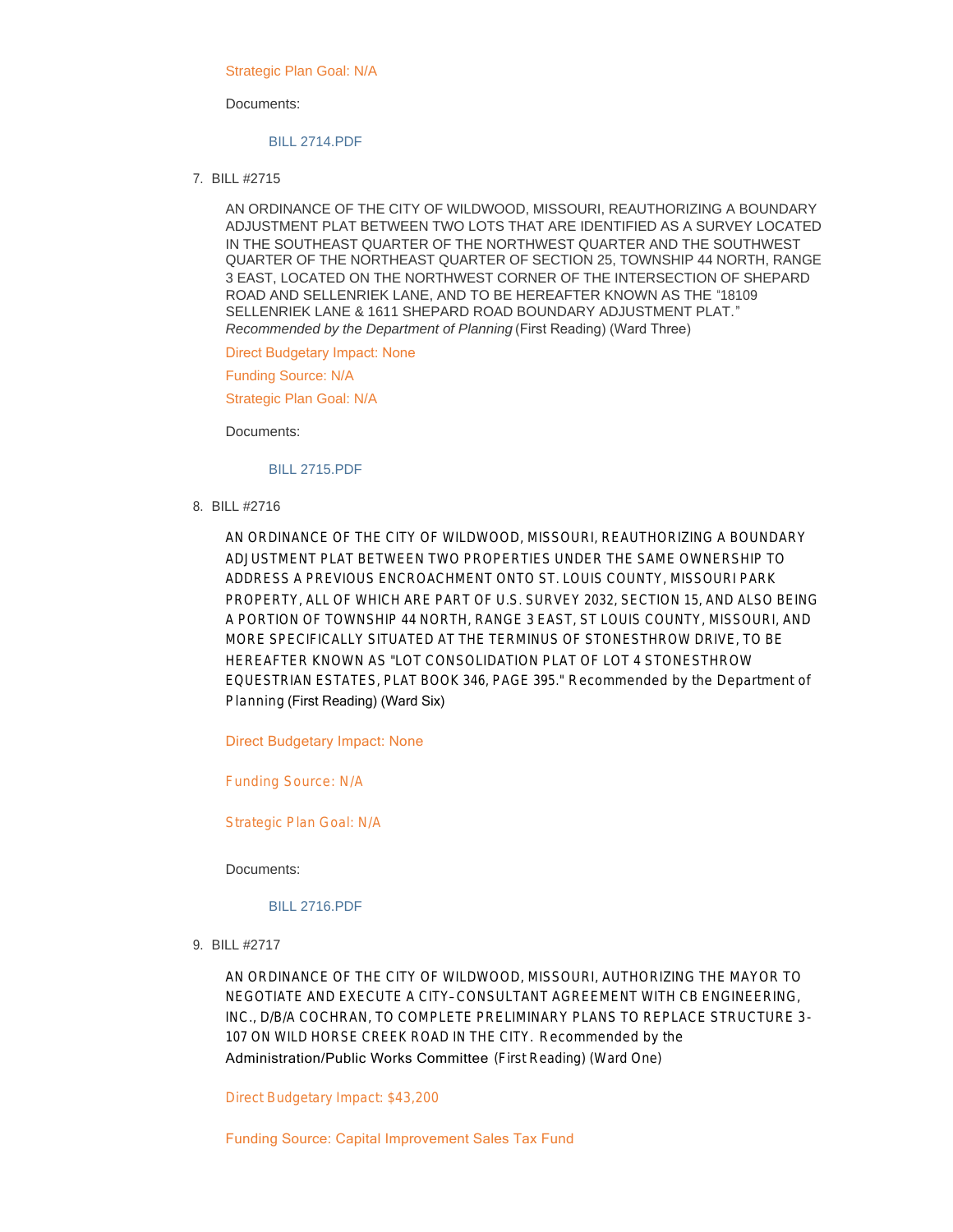Strategic Plan Goal: N/A

Documents:

BILL 2714.PDF

7. BILL #2715

AN ORDINANCE OF THE CITY OF WILDWOOD, MISSOURI, REAUTHORIZING A BOUNDARY ADJUSTMENT PLAT BETWEEN TWO LOTS THAT ARE IDENTIFIED AS A SURVEY LOCATED IN THE SOUTHEAST QUARTER OF THE NORTHWEST QUARTER AND THE SOUTHWEST QUARTER OF THE NORTHEAST QUARTER OF SECTION 25, TOWNSHIP 44 NORTH, RANGE 3 EAST, LOCATED ON THE NORTHWEST CORNER OF THE INTERSECTION OF SHEPARD ROAD AND SELLENRIEK LANE, AND TO BE HEREAFTER KNOWN AS THE "18109 SELLENRIEK LANE & 1611 SHEPARD ROAD BOUNDARY ADJUSTMENT PLAT." *Recommended by the Department of Planning* (First Reading) (Ward Three)

Direct Budgetary Impact: None

Funding Source: N/A

Strategic Plan Goal: N/A

Documents:

BILL 2715.PDF

8. BILL #2716

AN ORDINANCE OF THE CITY OF WILDWOOD, MISSOURI, REAUTHORIZING A BOUNDARY ADJUSTMENT PLAT BETWEEN TWO PROPERTIES UNDER THE SAME OWNERSHIP TO ADDRESS A PREVIOUS ENCROACHMENT ONTO ST. LOUIS COUNTY, MISSOURI PARK PROPERTY, ALL OF WHICH ARE PART OF U.S. SURVEY 2032, SECTION 15, AND ALSO BEING A PORTION OF TOWNSHIP 44 NORTH, RANGE 3 EAST, ST LOUIS COUNTY, MISSOURI, AND MORE SPECIFICALLY SITUATED AT THE TERMINUS OF STONESTHROW DRIVE, TO BE HEREAFTER KNOWN AS "LOT CONSOLIDATION PLAT OF LOT 4 STONESTHROW EQUESTRIAN ESTATES, PLAT BOOK 346, PAGE 395." Recommended by the Department of Planning (First Reading) (Ward Six)

Direct Budgetary Impact: None

Funding Source: N/A

Strategic Plan Goal: N/A

Documents:

BILL 2716.PDF

9. BILL #2717

AN ORDINANCE OF THE CITY OF WILDWOOD, MISSOURI, AUTHORIZING THE MAYOR TO NEGOTIATE AND EXECUTE A CITY–CONSULTANT AGREEMENT WITH CB ENGINEERING, INC., D/B/A COCHRAN, TO COMPLETE PRELIMINARY PLANS TO REPLACE STRUCTURE 3-107 ON WILD HORSE CREEK ROAD IN THE CITY. Recommended by the Administration/Public Works Committee (First Reading) (Ward One)

Direct Budgetary Impact: $43,200

Funding Source: Capital Improvement Sales Tax Fund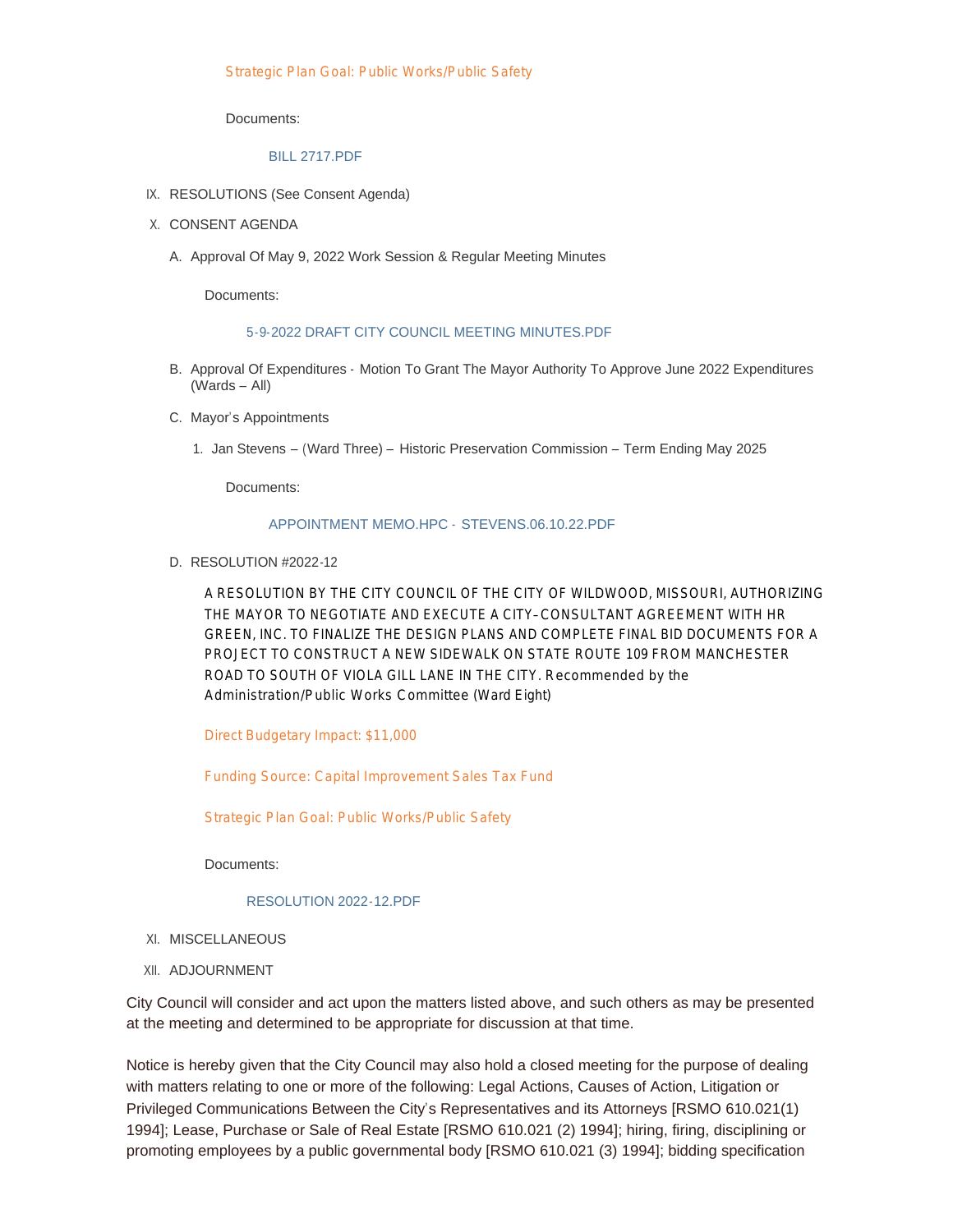Strategic Plan Goal: Public Works/Public Safety

Documents:

BILL 2717.PDF

IX. RESOLUTIONS (See Consent Agenda)

X. CONSENT AGENDA

A. Approval Of May 9, 2022 Work Session & Regular Meeting Minutes

Documents:

5-9-2022 DRAFT CITY COUNCIL MEETING MINUTES.PDF

B. Approval Of Expenditures - Motion To Grant The Mayor Authority To Approve June 2022 Expenditures (Wards – All)

C. Mayor's Appointments

1. Jan Stevens – (Ward Three) – Historic Preservation Commission – Term Ending May 2025

Documents:

APPOINTMENT MEMO.HPC - STEVENS.06.10.22.PDF

D. RESOLUTION #2022-12

A RESOLUTION BY THE CITY COUNCIL OF THE CITY OF WILDWOOD, MISSOURI, AUTHORIZING THE MAYOR TO NEGOTIATE AND EXECUTE A CITY–CONSULTANT AGREEMENT WITH HR GREEN, INC. TO FINALIZE THE DESIGN PLANS AND COMPLETE FINAL BID DOCUMENTS FOR A PROJECT TO CONSTRUCT A NEW SIDEWALK ON STATE ROUTE 109 FROM MANCHESTER ROAD TO SOUTH OF VIOLA GILL LANE IN THE CITY. Recommended by the Administration/Public Works Committee (Ward Eight)

Direct Budgetary Impact: $11,000

Funding Source: Capital Improvement Sales Tax Fund

Strategic Plan Goal: Public Works/Public Safety

Documents:

RESOLUTION 2022-12.PDF

XI. MISCELLANEOUS

XII. ADJOURNMENT

City Council will consider and act upon the matters listed above, and such others as may be presented at the meeting and determined to be appropriate for discussion at that time.

Notice is hereby given that the City Council may also hold a closed meeting for the purpose of dealing with matters relating to one or more of the following: Legal Actions, Causes of Action, Litigation or Privileged Communications Between the City's Representatives and its Attorneys [RSMO 610.021(1) 1994]; Lease, Purchase or Sale of Real Estate [RSMO 610.021 (2) 1994]; hiring, firing, disciplining or promoting employees by a public governmental body [RSMO 610.021 (3) 1994]; bidding specification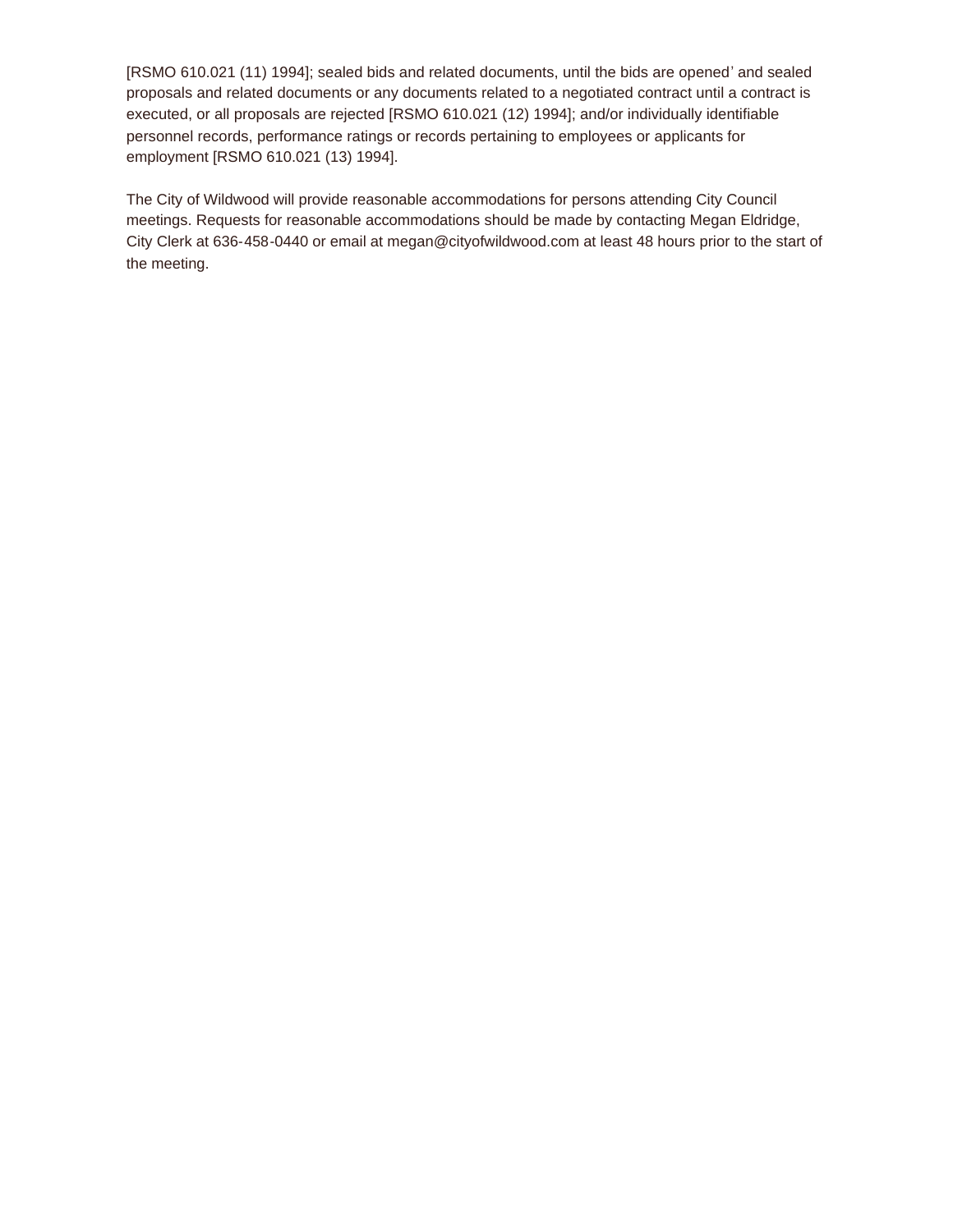[RSMO 610.021 (11) 1994]; sealed bids and related documents, until the bids are opened' and sealed proposals and related documents or any documents related to a negotiated contract until a contract is executed, or all proposals are rejected [RSMO 610.021 (12) 1994]; and/or individually identifiable personnel records, performance ratings or records pertaining to employees or applicants for employment [RSMO 610.021 (13) 1994].

The City of Wildwood will provide reasonable accommodations for persons attending City Council meetings. Requests for reasonable accommodations should be made by contacting Megan Eldridge, City Clerk at 636-458-0440 or email at megan@cityofwildwood.com at least 48 hours prior to the start of the meeting.